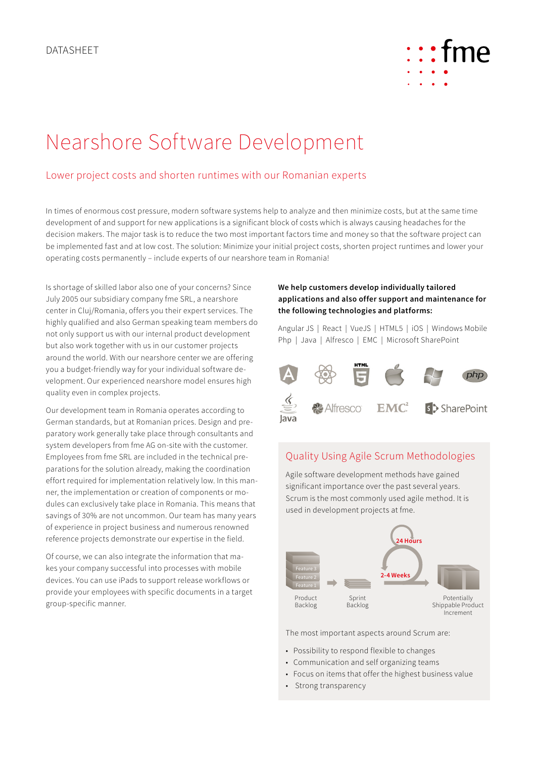DATASHEET

# Nearshore Software Development

## Lower project costs and shorten runtimes with our Romanian experts

In times of enormous cost pressure, modern software systems help to analyze and then minimize costs, but at the same time development of and support for new applications is a significant block of costs which is always causing headaches for the decision makers. The major task is to reduce the two most important factors time and money so that the software project can be implemented fast and at low cost. The solution: Minimize your initial project costs, shorten project runtimes and lower your operating costs permanently – include experts of our nearshore team in Romania!

Is shortage of skilled labor also one of your concerns? Since July 2005 our subsidiary company fme SRL, a nearshore center in Cluj/Romania, offers you their expert services. The highly qualified and also German speaking team members do not only support us with our internal product development but also work together with us in our customer projects around the world. With our nearshore center we are offering you a budget-friendly way for your individual software development. Our experienced nearshore model ensures high quality even in complex projects.

Our development team in Romania operates according to German standards, but at Romanian prices. Design and preparatory work generally take place through consultants and system developers from fme AG on-site with the customer. Employees from fme SRL are included in the technical preparations for the solution already, making the coordination effort required for implementation relatively low. In this manner, the implementation or creation of components or modules can exclusively take place in Romania. This means that savings of 30% are not uncommon. Our team has many years of experience in project business and numerous renowned reference projects demonstrate our expertise in the field.

Of course, we can also integrate the information that makes your company successful into processes with mobile devices. You can use iPads to support release workflows or provide your employees with specific documents in a target group-specific manner.

**We help customers develop individually tailored applications and also offer support and maintenance for the following technologies and platforms:**

Angular JS | React | VueJS | HTML5 | iOS | Windows Mobile
Php | Java | Alfresco | EMC | Microsoft SharePoint

### Quality Using Agile Scrum Methodologies

Agile software development methods have gained significant importance over the past several years. Scrum is the most commonly used agile method. It is used in development projects at fme.

Feature 3
Feature 2
Feature 1
Product Backlog → Sprint Backlog → 24 Hours / 2-4 Weeks → Potentially Shippable Product Increment

The most important aspects around Scrum are:

- Possibility to respond flexible to changes
- Communication and self organizing teams
- Focus on items that offer the highest business value
- Strong transparency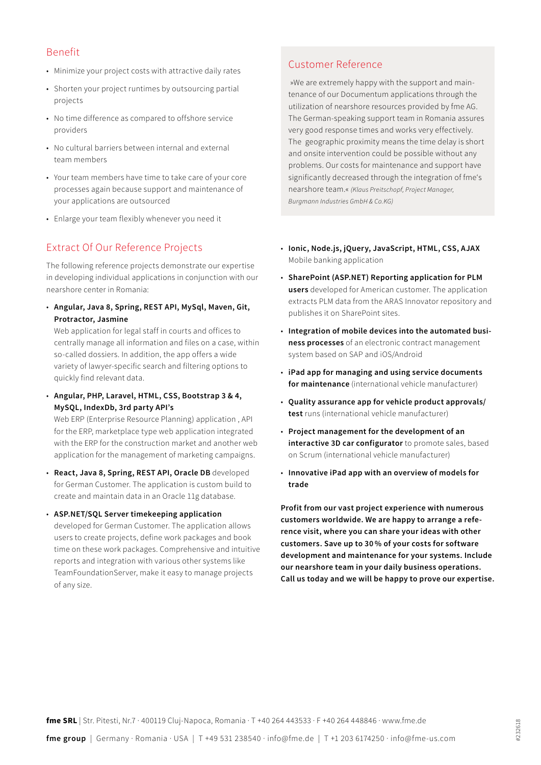## Benefit

- Minimize your project costs with attractive daily rates
- Shorten your project runtimes by outsourcing partial projects
- No time difference as compared to offshore service providers
- No cultural barriers between internal and external team members
- Your team members have time to take care of your core processes again because support and maintenance of your applications are outsourced
- Enlarge your team flexibly whenever you need it

## Customer Reference

»We are extremely happy with the support and maintenance of our Documentum applications through the utilization of nearshore resources provided by fme AG. The German-speaking support team in Romania assures very good response times and works very effectively. The geographic proximity means the time delay is short and onsite intervention could be possible without any problems. Our costs for maintenance and support have significantly decreased through the integration of fme's nearshore team.« *(Klaus Preitschopf, Project Manager, Burgmann Industries GmbH & Co.KG)*

## Extract Of Our Reference Projects

The following reference projects demonstrate our expertise in developing individual applications in conjunction with our nearshore center in Romania:

- **Angular, Java 8, Spring, REST API, MySql, Maven, Git, Protractor, Jasmine**
  Web application for legal staff in courts and offices to centrally manage all information and files on a case, within so-called dossiers. In addition, the app offers a wide variety of lawyer-specific search and filtering options to quickly find relevant data.
- **Angular, PHP, Laravel, HTML, CSS, Bootstrap 3 & 4, MySQL, IndexDb, 3rd party API's**
  Web ERP (Enterprise Resource Planning) application , API for the ERP, marketplace type web application integrated with the ERP for the construction market and another web application for the management of marketing campaigns.
- **React, Java 8, Spring, REST API, Oracle DB** developed for German Customer. The application is custom build to create and maintain data in an Oracle 11g database.
- **ASP.NET/SQL Server timekeeping application** developed for German Customer. The application allows users to create projects, define work packages and book time on these work packages. Comprehensive and intuitive reports and integration with various other systems like TeamFoundationServer, make it easy to manage projects of any size.
- **Ionic, Node.js, jQuery, JavaScript, HTML, CSS, AJAX**
  Mobile banking application
- **SharePoint (ASP.NET) Reporting application for PLM users** developed for American customer. The application extracts PLM data from the ARAS Innovator repository and publishes it on SharePoint sites.
- **Integration of mobile devices into the automated business processes** of an electronic contract management system based on SAP and iOS/Android
- **iPad app for managing and using service documents for maintenance** (international vehicle manufacturer)
- **Quality assurance app for vehicle product approvals/ test** runs (international vehicle manufacturer)
- **Project management for the development of an interactive 3D car configurator** to promote sales, based on Scrum (international vehicle manufacturer)
- **Innovative iPad app with an overview of models for trade**

**Profit from our vast project experience with numerous customers worldwide. We are happy to arrange a reference visit, where you can share your ideas with other customers. Save up to 30 % of your costs for software development and maintenance for your systems. Include our nearshore team in your daily business operations. Call us today and we will be happy to prove our expertise.**

**fme SRL** | Str. Pitesti, Nr.7 · 400119 Cluj-Napoca, Romania · T +40 264 443533 · F +40 264 448846 · www.fme.de

**fme group** | Germany · Romania · USA | T +49 531 238540 · info@fme.de | T +1 203 6174250 · info@fme-us.com

#232618